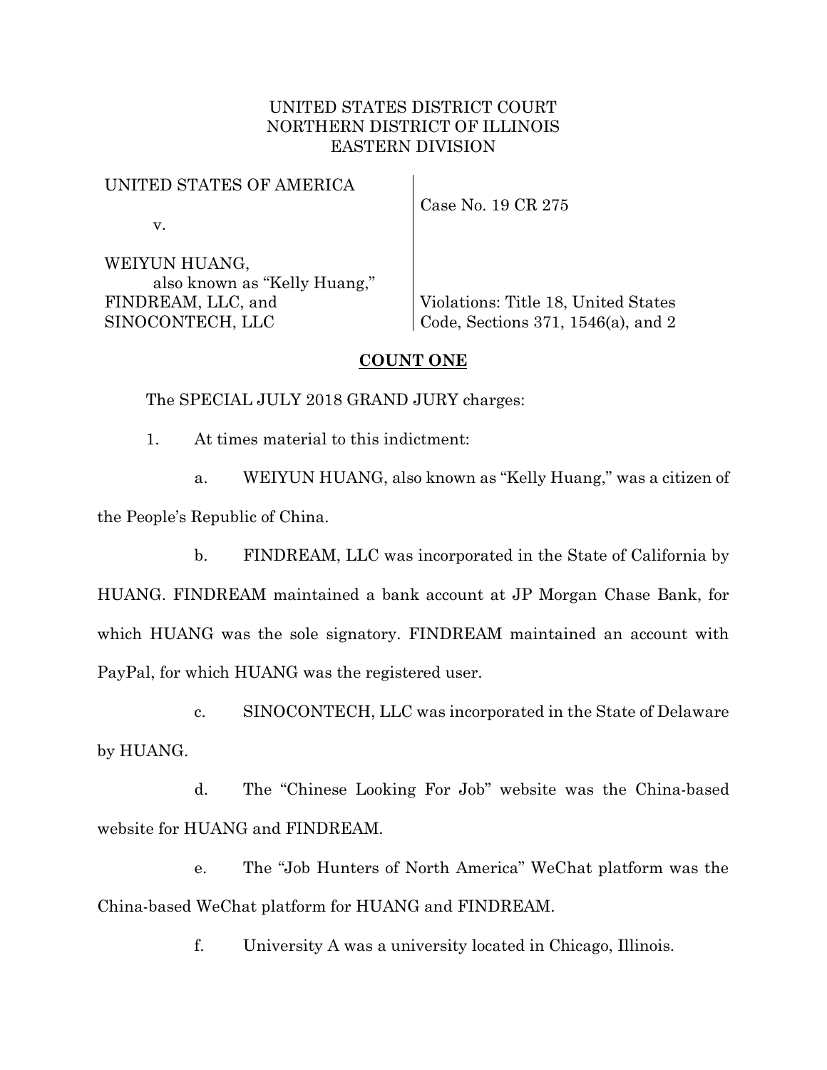UNITED STATES DISTRICT COURT
NORTHERN DISTRICT OF ILLINOIS
EASTERN DIVISION

| | |
|---|---|
| UNITED STATES OF AMERICA<br><br>v.<br><br>WEIYUN HUANG,<br>also known as "Kelly Huang,"<br>FINDREAM, LLC, and<br>SINOCONTECH, LLC | Case No. 19 CR 275<br><br><br><br>Violations: Title 18, United States Code, Sections 371, 1546(a), and 2 |

## COUNT ONE

The SPECIAL JULY 2018 GRAND JURY charges:

1. At times material to this indictment:

   a. WEIYUN HUANG, also known as "Kelly Huang," was a citizen of the People's Republic of China.

   b. FINDREAM, LLC was incorporated in the State of California by HUANG. FINDREAM maintained a bank account at JP Morgan Chase Bank, for which HUANG was the sole signatory. FINDREAM maintained an account with PayPal, for which HUANG was the registered user.

   c. SINOCONTECH, LLC was incorporated in the State of Delaware by HUANG.

   d. The "Chinese Looking For Job" website was the China-based website for HUANG and FINDREAM.

   e. The "Job Hunters of North America" WeChat platform was the China-based WeChat platform for HUANG and FINDREAM.

   f. University A was a university located in Chicago, Illinois.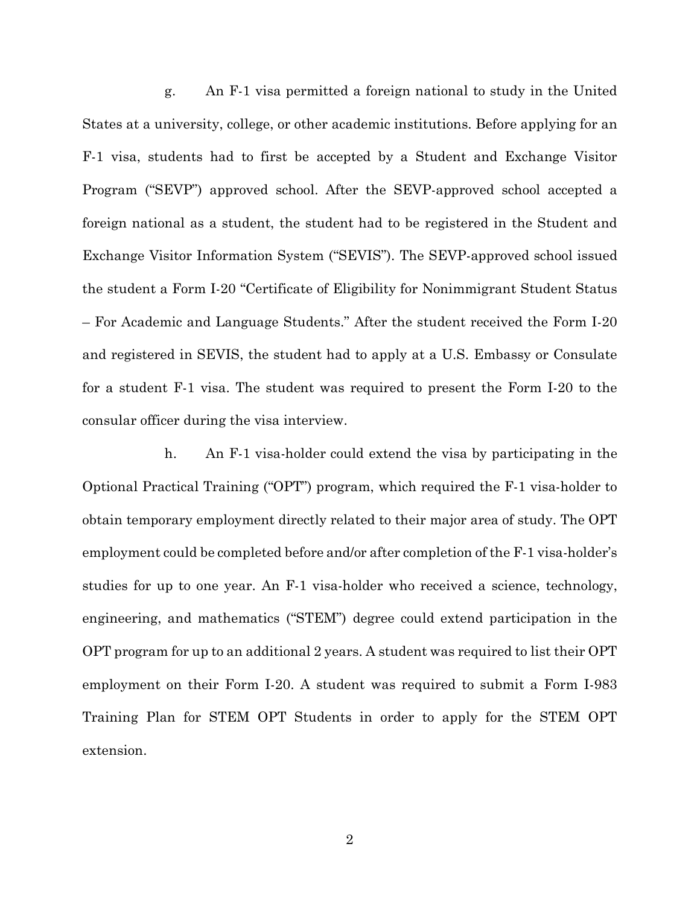g. An F-1 visa permitted a foreign national to study in the United States at a university, college, or other academic institutions. Before applying for an F-1 visa, students had to first be accepted by a Student and Exchange Visitor Program ("SEVP") approved school. After the SEVP-approved school accepted a foreign national as a student, the student had to be registered in the Student and Exchange Visitor Information System ("SEVIS"). The SEVP-approved school issued the student a Form I-20 "Certificate of Eligibility for Nonimmigrant Student Status – For Academic and Language Students." After the student received the Form I-20 and registered in SEVIS, the student had to apply at a U.S. Embassy or Consulate for a student F-1 visa. The student was required to present the Form I-20 to the consular officer during the visa interview.

h. An F-1 visa-holder could extend the visa by participating in the Optional Practical Training ("OPT") program, which required the F-1 visa-holder to obtain temporary employment directly related to their major area of study. The OPT employment could be completed before and/or after completion of the F-1 visa-holder's studies for up to one year. An F-1 visa-holder who received a science, technology, engineering, and mathematics ("STEM") degree could extend participation in the OPT program for up to an additional 2 years. A student was required to list their OPT employment on their Form I-20. A student was required to submit a Form I-983 Training Plan for STEM OPT Students in order to apply for the STEM OPT extension.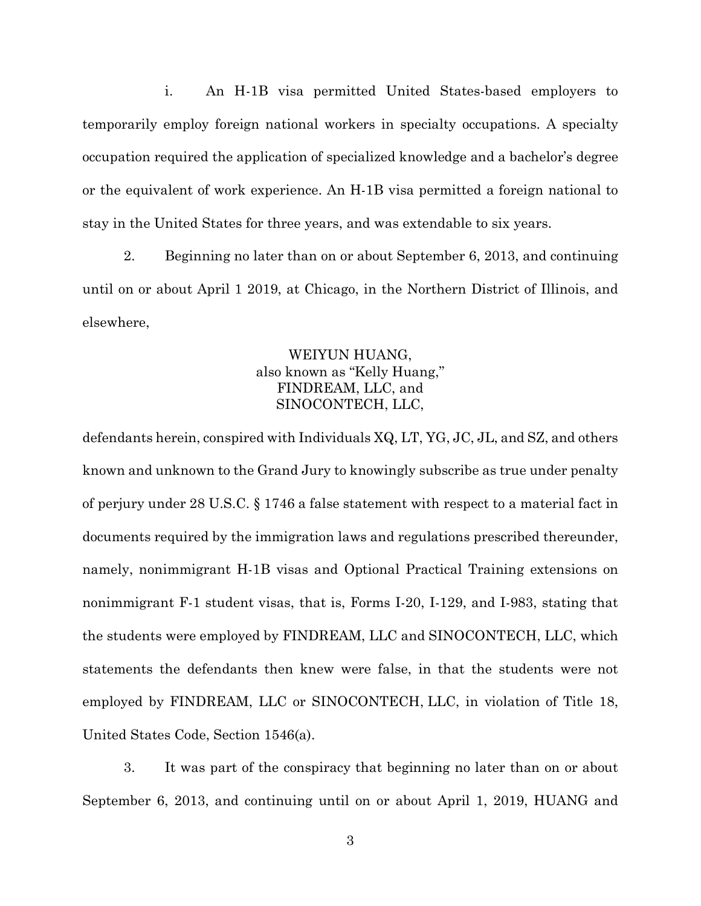i. An H-1B visa permitted United States-based employers to temporarily employ foreign national workers in specialty occupations. A specialty occupation required the application of specialized knowledge and a bachelor's degree or the equivalent of work experience. An H-1B visa permitted a foreign national to stay in the United States for three years, and was extendable to six years.

2. Beginning no later than on or about September 6, 2013, and continuing until on or about April 1 2019, at Chicago, in the Northern District of Illinois, and elsewhere,

WEIYUN HUANG,
also known as "Kelly Huang,"
FINDREAM, LLC, and
SINOCONTECH, LLC,

defendants herein, conspired with Individuals XQ, LT, YG, JC, JL, and SZ, and others known and unknown to the Grand Jury to knowingly subscribe as true under penalty of perjury under 28 U.S.C. § 1746 a false statement with respect to a material fact in documents required by the immigration laws and regulations prescribed thereunder, namely, nonimmigrant H-1B visas and Optional Practical Training extensions on nonimmigrant F-1 student visas, that is, Forms I-20, I-129, and I-983, stating that the students were employed by FINDREAM, LLC and SINOCONTECH, LLC, which statements the defendants then knew were false, in that the students were not employed by FINDREAM, LLC or SINOCONTECH, LLC, in violation of Title 18, United States Code, Section 1546(a).

3. It was part of the conspiracy that beginning no later than on or about September 6, 2013, and continuing until on or about April 1, 2019, HUANG and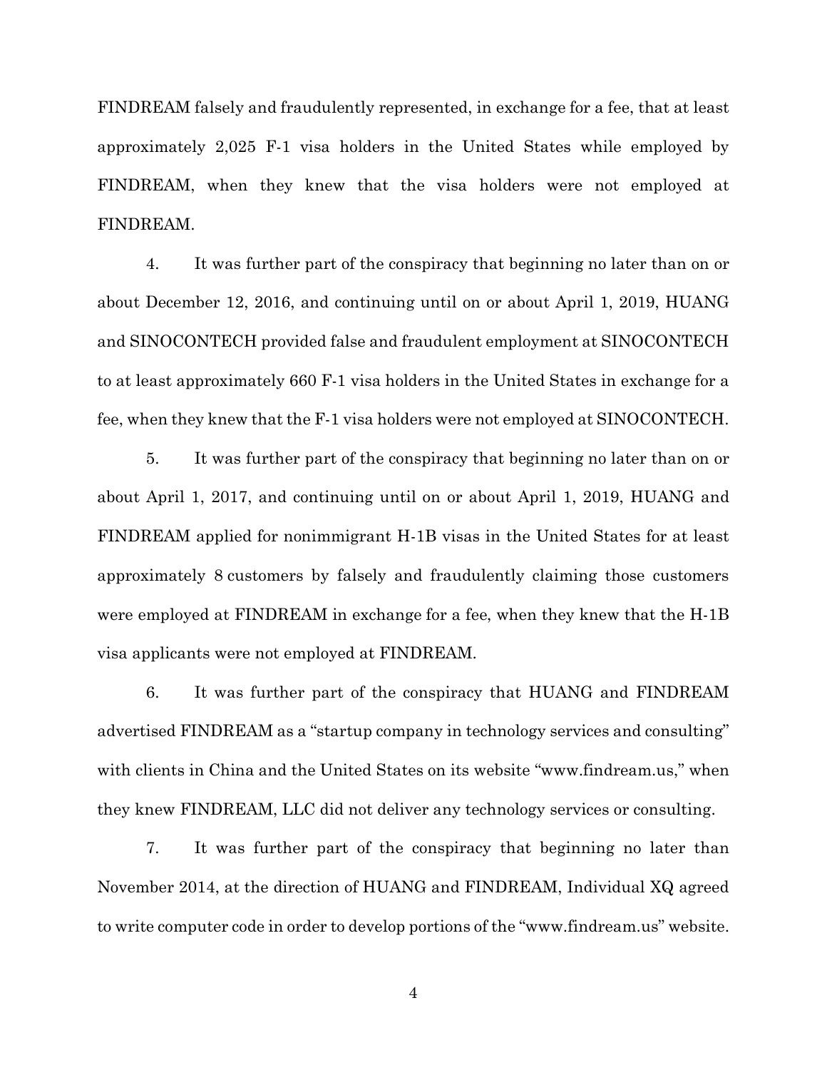FINDREAM falsely and fraudulently represented, in exchange for a fee, that at least approximately 2,025 F-1 visa holders in the United States while employed by FINDREAM, when they knew that the visa holders were not employed at FINDREAM.

4. It was further part of the conspiracy that beginning no later than on or about December 12, 2016, and continuing until on or about April 1, 2019, HUANG and SINOCONTECH provided false and fraudulent employment at SINOCONTECH to at least approximately 660 F-1 visa holders in the United States in exchange for a fee, when they knew that the F-1 visa holders were not employed at SINOCONTECH.

5. It was further part of the conspiracy that beginning no later than on or about April 1, 2017, and continuing until on or about April 1, 2019, HUANG and FINDREAM applied for nonimmigrant H-1B visas in the United States for at least approximately 8 customers by falsely and fraudulently claiming those customers were employed at FINDREAM in exchange for a fee, when they knew that the H-1B visa applicants were not employed at FINDREAM.

6. It was further part of the conspiracy that HUANG and FINDREAM advertised FINDREAM as a "startup company in technology services and consulting" with clients in China and the United States on its website "www.findream.us," when they knew FINDREAM, LLC did not deliver any technology services or consulting.

7. It was further part of the conspiracy that beginning no later than November 2014, at the direction of HUANG and FINDREAM, Individual XQ agreed to write computer code in order to develop portions of the "www.findream.us" website.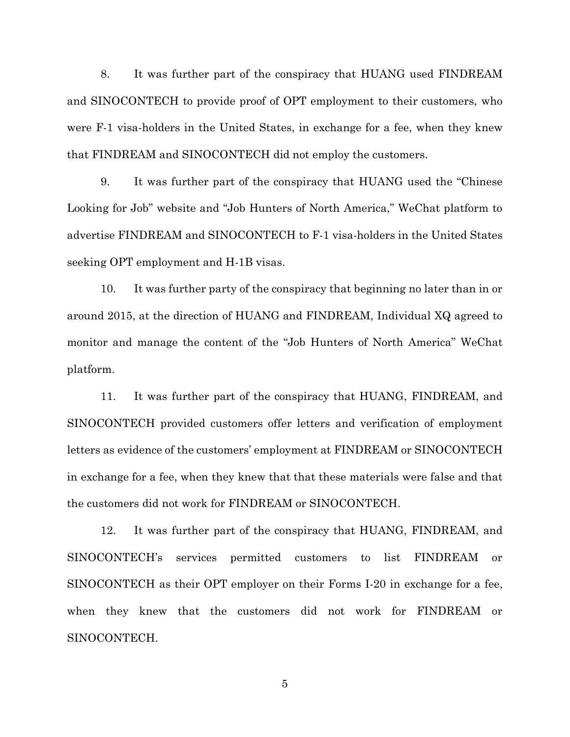8. It was further part of the conspiracy that HUANG used FINDREAM and SINOCONTECH to provide proof of OPT employment to their customers, who were F-1 visa-holders in the United States, in exchange for a fee, when they knew that FINDREAM and SINOCONTECH did not employ the customers.

9. It was further part of the conspiracy that HUANG used the "Chinese Looking for Job" website and "Job Hunters of North America," WeChat platform to advertise FINDREAM and SINOCONTECH to F-1 visa-holders in the United States seeking OPT employment and H-1B visas.

10. It was further party of the conspiracy that beginning no later than in or around 2015, at the direction of HUANG and FINDREAM, Individual XQ agreed to monitor and manage the content of the "Job Hunters of North America" WeChat platform.

11. It was further part of the conspiracy that HUANG, FINDREAM, and SINOCONTECH provided customers offer letters and verification of employment letters as evidence of the customers' employment at FINDREAM or SINOCONTECH in exchange for a fee, when they knew that that these materials were false and that the customers did not work for FINDREAM or SINOCONTECH.

12. It was further part of the conspiracy that HUANG, FINDREAM, and SINOCONTECH's services permitted customers to list FINDREAM or SINOCONTECH as their OPT employer on their Forms I-20 in exchange for a fee, when they knew that the customers did not work for FINDREAM or SINOCONTECH.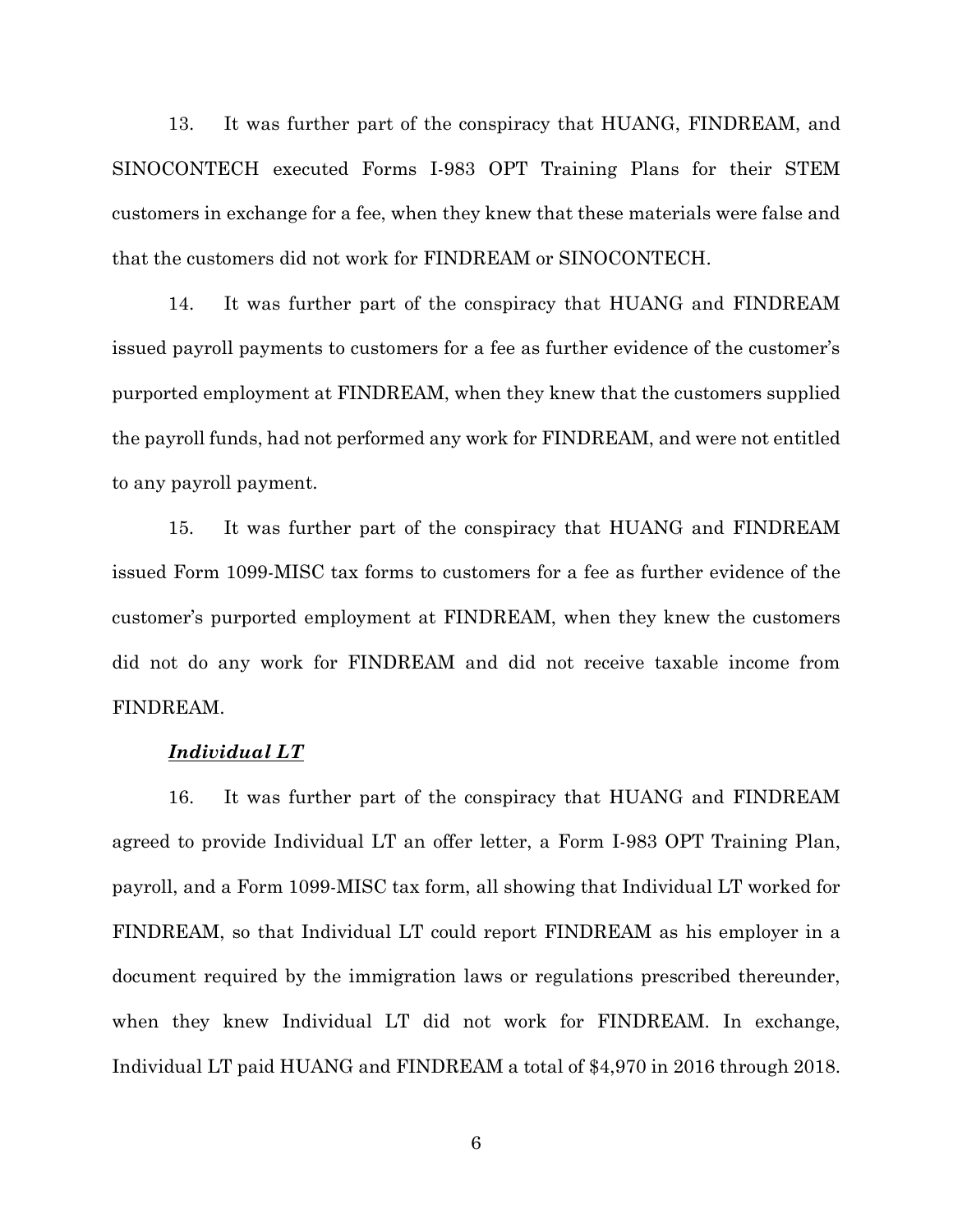13. It was further part of the conspiracy that HUANG, FINDREAM, and SINOCONTECH executed Forms I-983 OPT Training Plans for their STEM customers in exchange for a fee, when they knew that these materials were false and that the customers did not work for FINDREAM or SINOCONTECH.

14. It was further part of the conspiracy that HUANG and FINDREAM issued payroll payments to customers for a fee as further evidence of the customer's purported employment at FINDREAM, when they knew that the customers supplied the payroll funds, had not performed any work for FINDREAM, and were not entitled to any payroll payment.

15. It was further part of the conspiracy that HUANG and FINDREAM issued Form 1099-MISC tax forms to customers for a fee as further evidence of the customer's purported employment at FINDREAM, when they knew the customers did not do any work for FINDREAM and did not receive taxable income from FINDREAM.

***Individual LT***

16. It was further part of the conspiracy that HUANG and FINDREAM agreed to provide Individual LT an offer letter, a Form I-983 OPT Training Plan, payroll, and a Form 1099-MISC tax form, all showing that Individual LT worked for FINDREAM, so that Individual LT could report FINDREAM as his employer in a document required by the immigration laws or regulations prescribed thereunder, when they knew Individual LT did not work for FINDREAM. In exchange, Individual LT paid HUANG and FINDREAM a total of $4,970 in 2016 through 2018.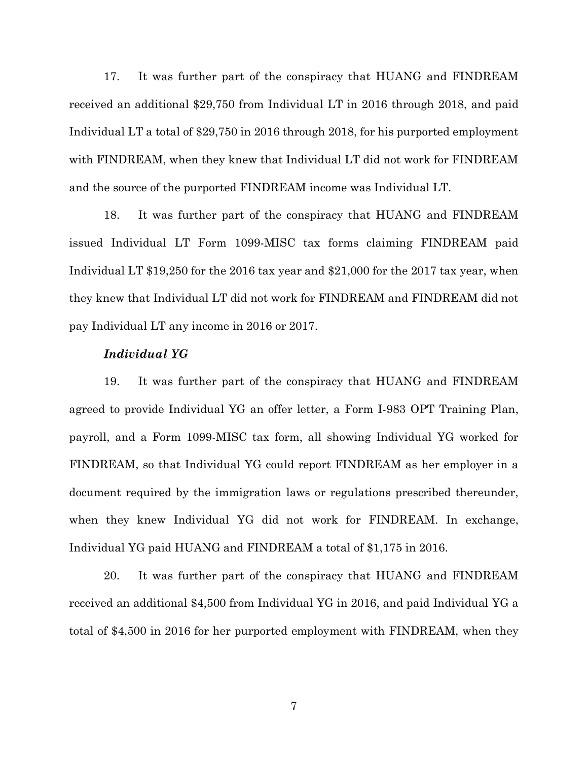17. It was further part of the conspiracy that HUANG and FINDREAM received an additional $29,750 from Individual LT in 2016 through 2018, and paid Individual LT a total of $29,750 in 2016 through 2018, for his purported employment with FINDREAM, when they knew that Individual LT did not work for FINDREAM and the source of the purported FINDREAM income was Individual LT.

18. It was further part of the conspiracy that HUANG and FINDREAM issued Individual LT Form 1099-MISC tax forms claiming FINDREAM paid Individual LT $19,250 for the 2016 tax year and $21,000 for the 2017 tax year, when they knew that Individual LT did not work for FINDREAM and FINDREAM did not pay Individual LT any income in 2016 or 2017.

***Individual YG***

19. It was further part of the conspiracy that HUANG and FINDREAM agreed to provide Individual YG an offer letter, a Form I-983 OPT Training Plan, payroll, and a Form 1099-MISC tax form, all showing Individual YG worked for FINDREAM, so that Individual YG could report FINDREAM as her employer in a document required by the immigration laws or regulations prescribed thereunder, when they knew Individual YG did not work for FINDREAM. In exchange, Individual YG paid HUANG and FINDREAM a total of $1,175 in 2016.

20. It was further part of the conspiracy that HUANG and FINDREAM received an additional $4,500 from Individual YG in 2016, and paid Individual YG a total of $4,500 in 2016 for her purported employment with FINDREAM, when they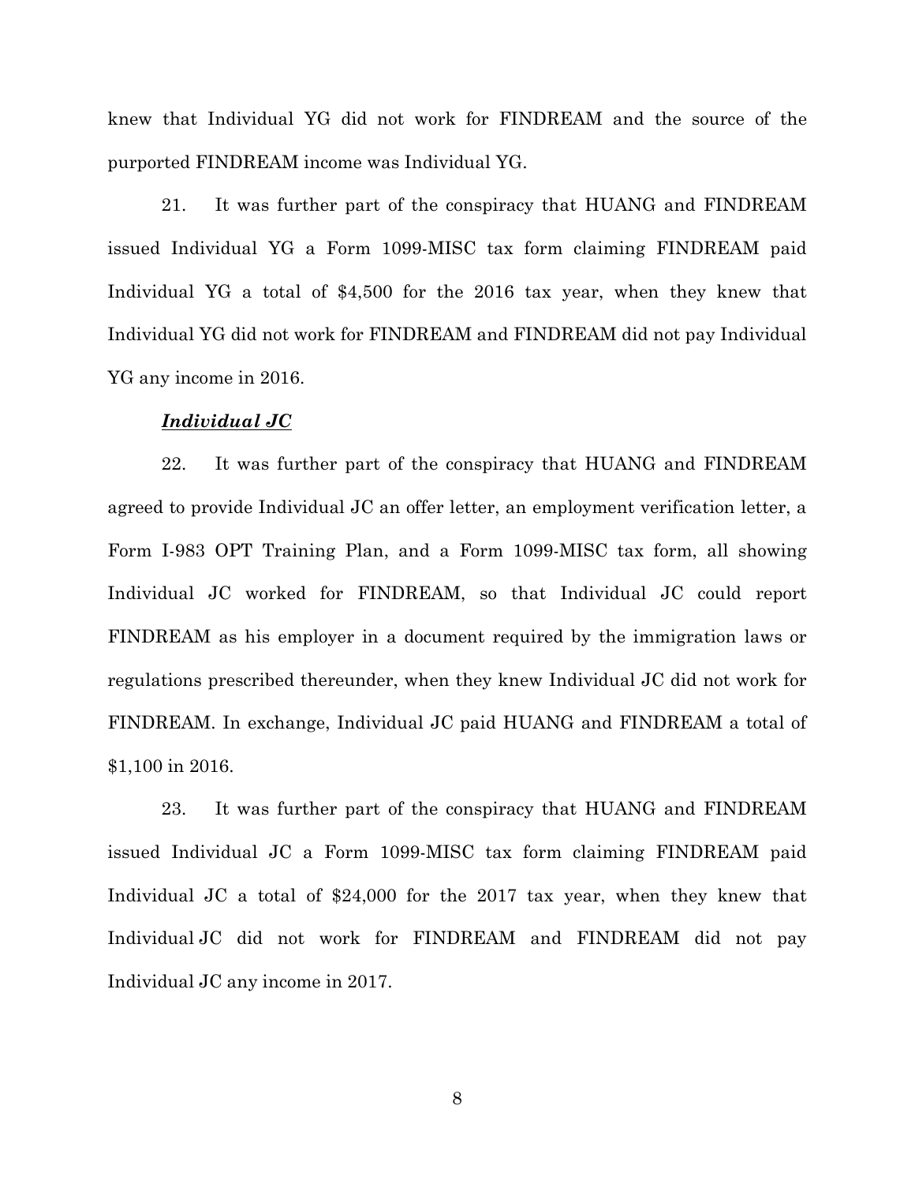knew that Individual YG did not work for FINDREAM and the source of the purported FINDREAM income was Individual YG.

21. It was further part of the conspiracy that HUANG and FINDREAM issued Individual YG a Form 1099-MISC tax form claiming FINDREAM paid Individual YG a total of $4,500 for the 2016 tax year, when they knew that Individual YG did not work for FINDREAM and FINDREAM did not pay Individual YG any income in 2016.

***Individual JC***

22. It was further part of the conspiracy that HUANG and FINDREAM agreed to provide Individual JC an offer letter, an employment verification letter, a Form I-983 OPT Training Plan, and a Form 1099-MISC tax form, all showing Individual JC worked for FINDREAM, so that Individual JC could report FINDREAM as his employer in a document required by the immigration laws or regulations prescribed thereunder, when they knew Individual JC did not work for FINDREAM. In exchange, Individual JC paid HUANG and FINDREAM a total of $1,100 in 2016.

23. It was further part of the conspiracy that HUANG and FINDREAM issued Individual JC a Form 1099-MISC tax form claiming FINDREAM paid Individual JC a total of $24,000 for the 2017 tax year, when they knew that Individual JC did not work for FINDREAM and FINDREAM did not pay Individual JC any income in 2017.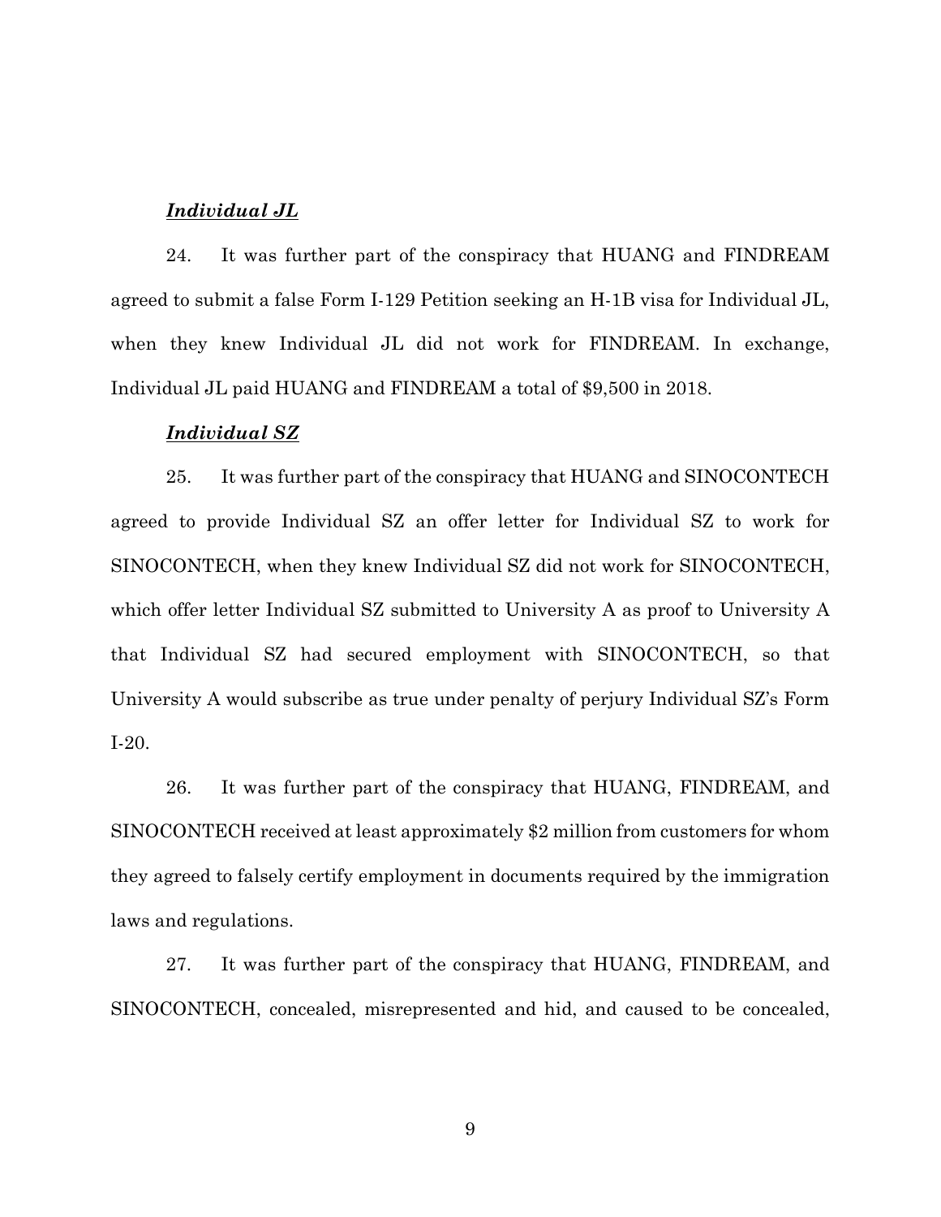***Individual JL***

24. It was further part of the conspiracy that HUANG and FINDREAM agreed to submit a false Form I-129 Petition seeking an H-1B visa for Individual JL, when they knew Individual JL did not work for FINDREAM. In exchange, Individual JL paid HUANG and FINDREAM a total of $9,500 in 2018.

***Individual SZ***

25. It was further part of the conspiracy that HUANG and SINOCONTECH agreed to provide Individual SZ an offer letter for Individual SZ to work for SINOCONTECH, when they knew Individual SZ did not work for SINOCONTECH, which offer letter Individual SZ submitted to University A as proof to University A that Individual SZ had secured employment with SINOCONTECH, so that University A would subscribe as true under penalty of perjury Individual SZ's Form I-20.

26. It was further part of the conspiracy that HUANG, FINDREAM, and SINOCONTECH received at least approximately $2 million from customers for whom they agreed to falsely certify employment in documents required by the immigration laws and regulations.

27. It was further part of the conspiracy that HUANG, FINDREAM, and SINOCONTECH, concealed, misrepresented and hid, and caused to be concealed,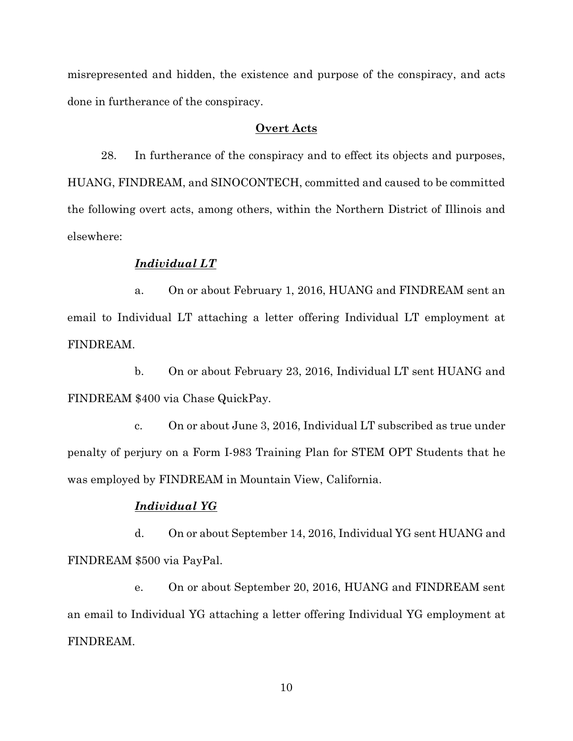misrepresented and hidden, the existence and purpose of the conspiracy, and acts done in furtherance of the conspiracy.

## **Overt Acts**

28. In furtherance of the conspiracy and to effect its objects and purposes, HUANG, FINDREAM, and SINOCONTECH, committed and caused to be committed the following overt acts, among others, within the Northern District of Illinois and elsewhere:

### ***Individual LT***

a. On or about February 1, 2016, HUANG and FINDREAM sent an email to Individual LT attaching a letter offering Individual LT employment at FINDREAM.

b. On or about February 23, 2016, Individual LT sent HUANG and FINDREAM $400 via Chase QuickPay.

c. On or about June 3, 2016, Individual LT subscribed as true under penalty of perjury on a Form I-983 Training Plan for STEM OPT Students that he was employed by FINDREAM in Mountain View, California.

### ***Individual YG***

d. On or about September 14, 2016, Individual YG sent HUANG and FINDREAM $500 via PayPal.

e. On or about September 20, 2016, HUANG and FINDREAM sent an email to Individual YG attaching a letter offering Individual YG employment at FINDREAM.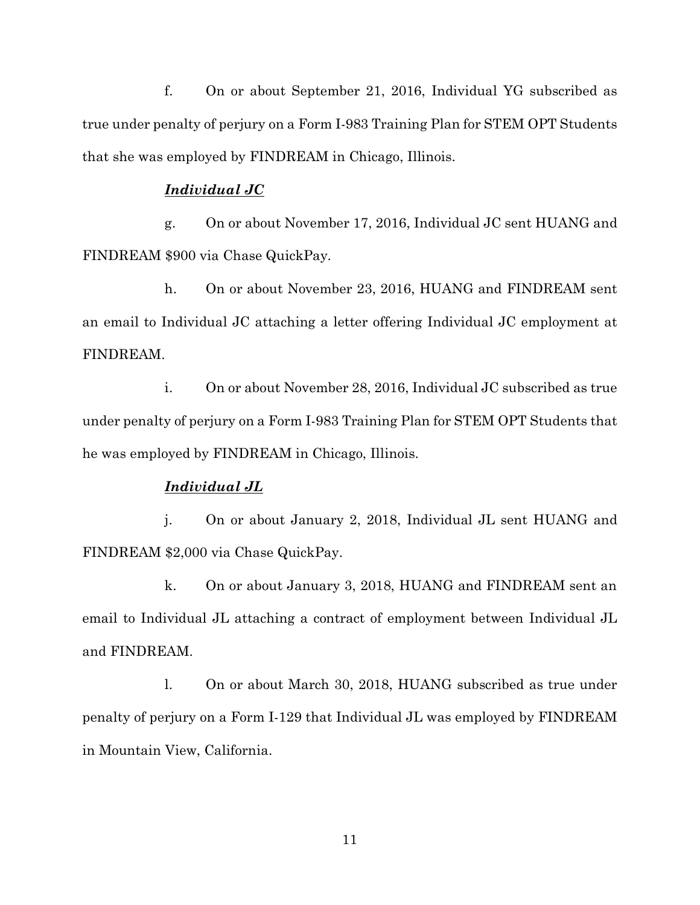f. On or about September 21, 2016, Individual YG subscribed as true under penalty of perjury on a Form I-983 Training Plan for STEM OPT Students that she was employed by FINDREAM in Chicago, Illinois.

***Individual JC***

g. On or about November 17, 2016, Individual JC sent HUANG and FINDREAM $900 via Chase QuickPay.

h. On or about November 23, 2016, HUANG and FINDREAM sent an email to Individual JC attaching a letter offering Individual JC employment at FINDREAM.

i. On or about November 28, 2016, Individual JC subscribed as true under penalty of perjury on a Form I-983 Training Plan for STEM OPT Students that he was employed by FINDREAM in Chicago, Illinois.

***Individual JL***

j. On or about January 2, 2018, Individual JL sent HUANG and FINDREAM $2,000 via Chase QuickPay.

k. On or about January 3, 2018, HUANG and FINDREAM sent an email to Individual JL attaching a contract of employment between Individual JL and FINDREAM.

l. On or about March 30, 2018, HUANG subscribed as true under penalty of perjury on a Form I-129 that Individual JL was employed by FINDREAM in Mountain View, California.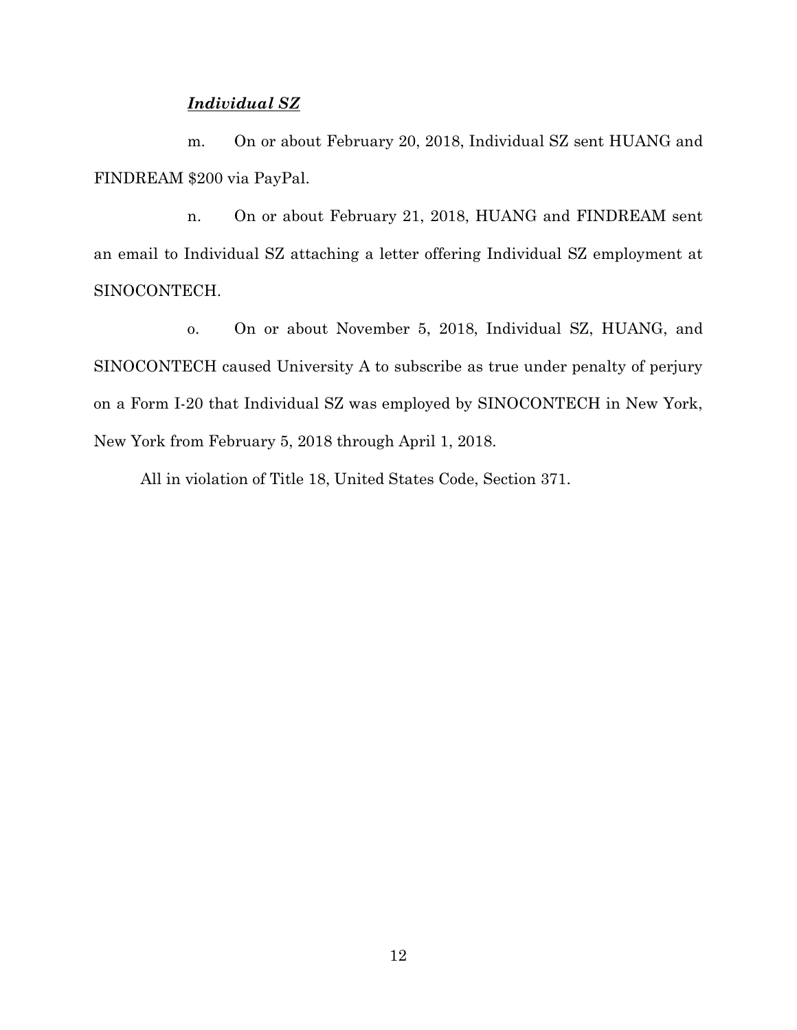***Individual SZ***

m. On or about February 20, 2018, Individual SZ sent HUANG and FINDREAM $200 via PayPal.

n. On or about February 21, 2018, HUANG and FINDREAM sent an email to Individual SZ attaching a letter offering Individual SZ employment at SINOCONTECH.

o. On or about November 5, 2018, Individual SZ, HUANG, and SINOCONTECH caused University A to subscribe as true under penalty of perjury on a Form I-20 that Individual SZ was employed by SINOCONTECH in New York, New York from February 5, 2018 through April 1, 2018.

All in violation of Title 18, United States Code, Section 371.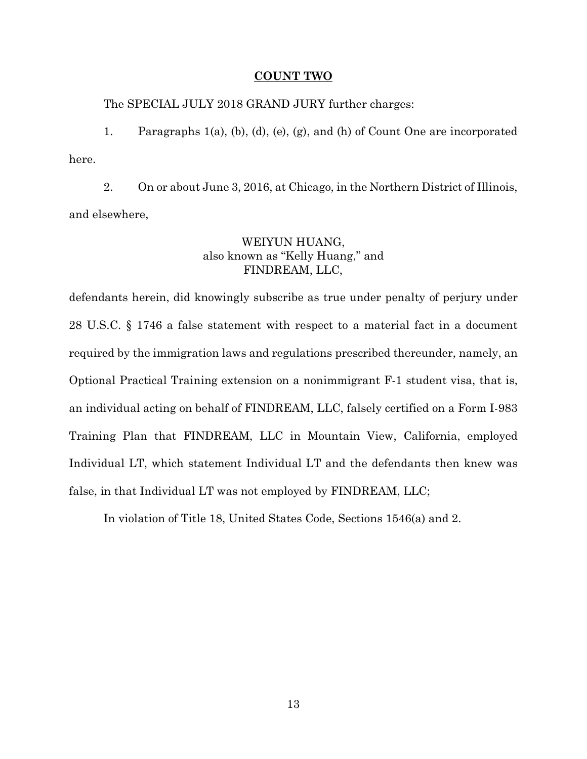## **COUNT TWO**

The SPECIAL JULY 2018 GRAND JURY further charges:

1. Paragraphs 1(a), (b), (d), (e), (g), and (h) of Count One are incorporated here.

2. On or about June 3, 2016, at Chicago, in the Northern District of Illinois, and elsewhere,

WEIYUN HUANG,
also known as "Kelly Huang," and
FINDREAM, LLC,

defendants herein, did knowingly subscribe as true under penalty of perjury under 28 U.S.C. § 1746 a false statement with respect to a material fact in a document required by the immigration laws and regulations prescribed thereunder, namely, an Optional Practical Training extension on a nonimmigrant F-1 student visa, that is, an individual acting on behalf of FINDREAM, LLC, falsely certified on a Form I-983 Training Plan that FINDREAM, LLC in Mountain View, California, employed Individual LT, which statement Individual LT and the defendants then knew was false, in that Individual LT was not employed by FINDREAM, LLC;

In violation of Title 18, United States Code, Sections 1546(a) and 2.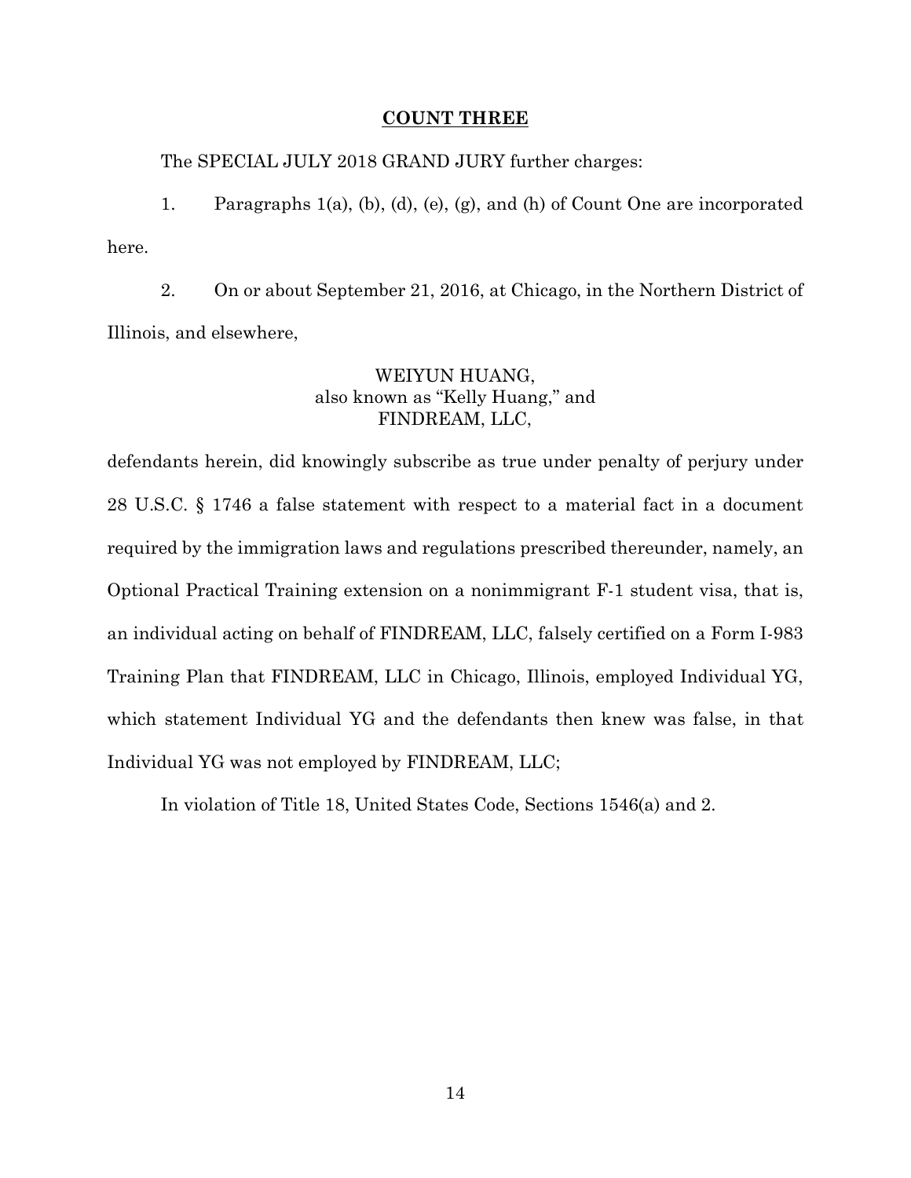## **COUNT THREE**

The SPECIAL JULY 2018 GRAND JURY further charges:

1. Paragraphs 1(a), (b), (d), (e), (g), and (h) of Count One are incorporated here.

2. On or about September 21, 2016, at Chicago, in the Northern District of Illinois, and elsewhere,

WEIYUN HUANG,
also known as "Kelly Huang," and
FINDREAM, LLC,

defendants herein, did knowingly subscribe as true under penalty of perjury under 28 U.S.C. § 1746 a false statement with respect to a material fact in a document required by the immigration laws and regulations prescribed thereunder, namely, an Optional Practical Training extension on a nonimmigrant F-1 student visa, that is, an individual acting on behalf of FINDREAM, LLC, falsely certified on a Form I-983 Training Plan that FINDREAM, LLC in Chicago, Illinois, employed Individual YG, which statement Individual YG and the defendants then knew was false, in that Individual YG was not employed by FINDREAM, LLC;

In violation of Title 18, United States Code, Sections 1546(a) and 2.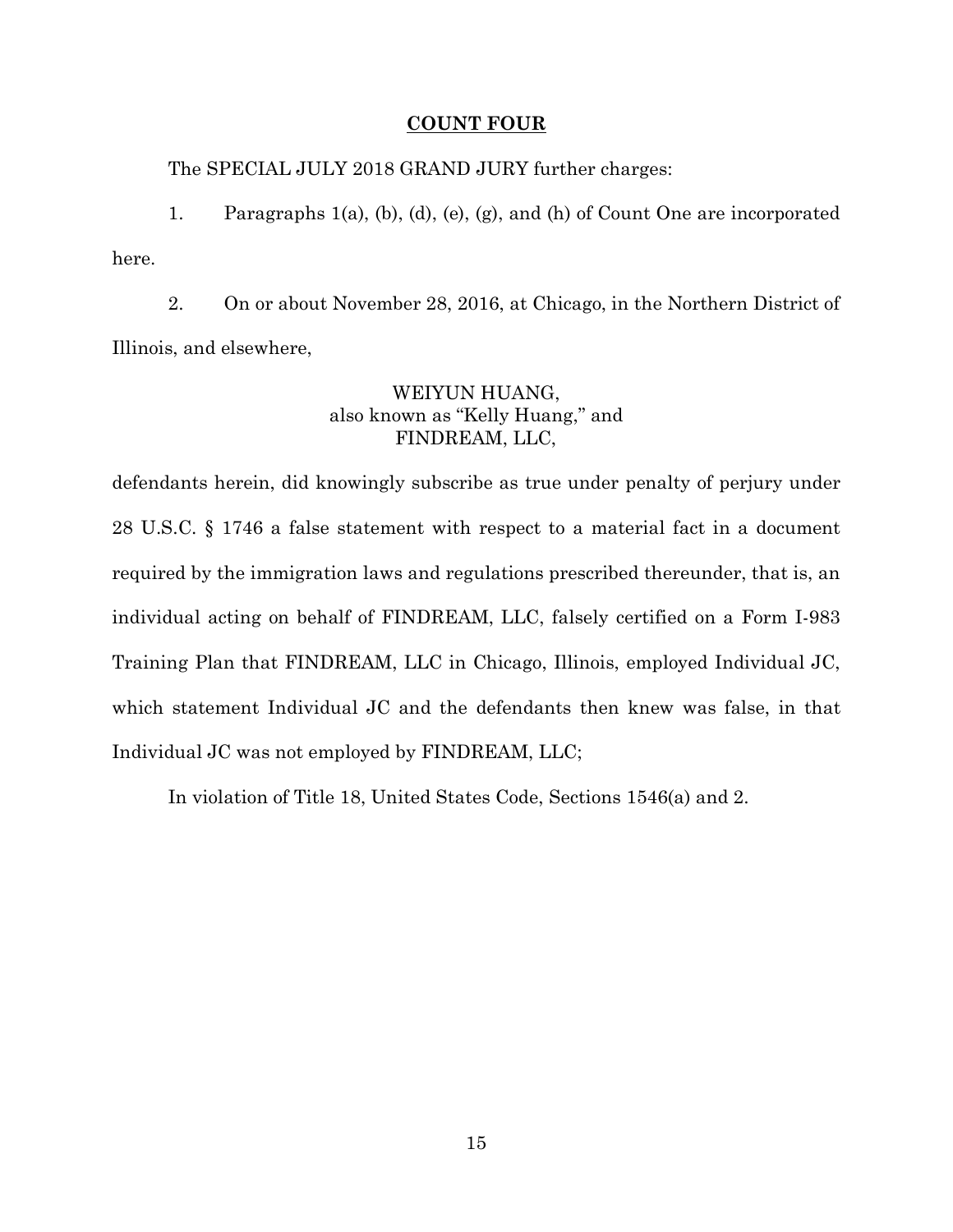## **COUNT FOUR**

The SPECIAL JULY 2018 GRAND JURY further charges:

1. Paragraphs 1(a), (b), (d), (e), (g), and (h) of Count One are incorporated here.

2. On or about November 28, 2016, at Chicago, in the Northern District of Illinois, and elsewhere,

WEIYUN HUANG,
also known as "Kelly Huang," and
FINDREAM, LLC,

defendants herein, did knowingly subscribe as true under penalty of perjury under 28 U.S.C. § 1746 a false statement with respect to a material fact in a document required by the immigration laws and regulations prescribed thereunder, that is, an individual acting on behalf of FINDREAM, LLC, falsely certified on a Form I-983 Training Plan that FINDREAM, LLC in Chicago, Illinois, employed Individual JC, which statement Individual JC and the defendants then knew was false, in that Individual JC was not employed by FINDREAM, LLC;

In violation of Title 18, United States Code, Sections 1546(a) and 2.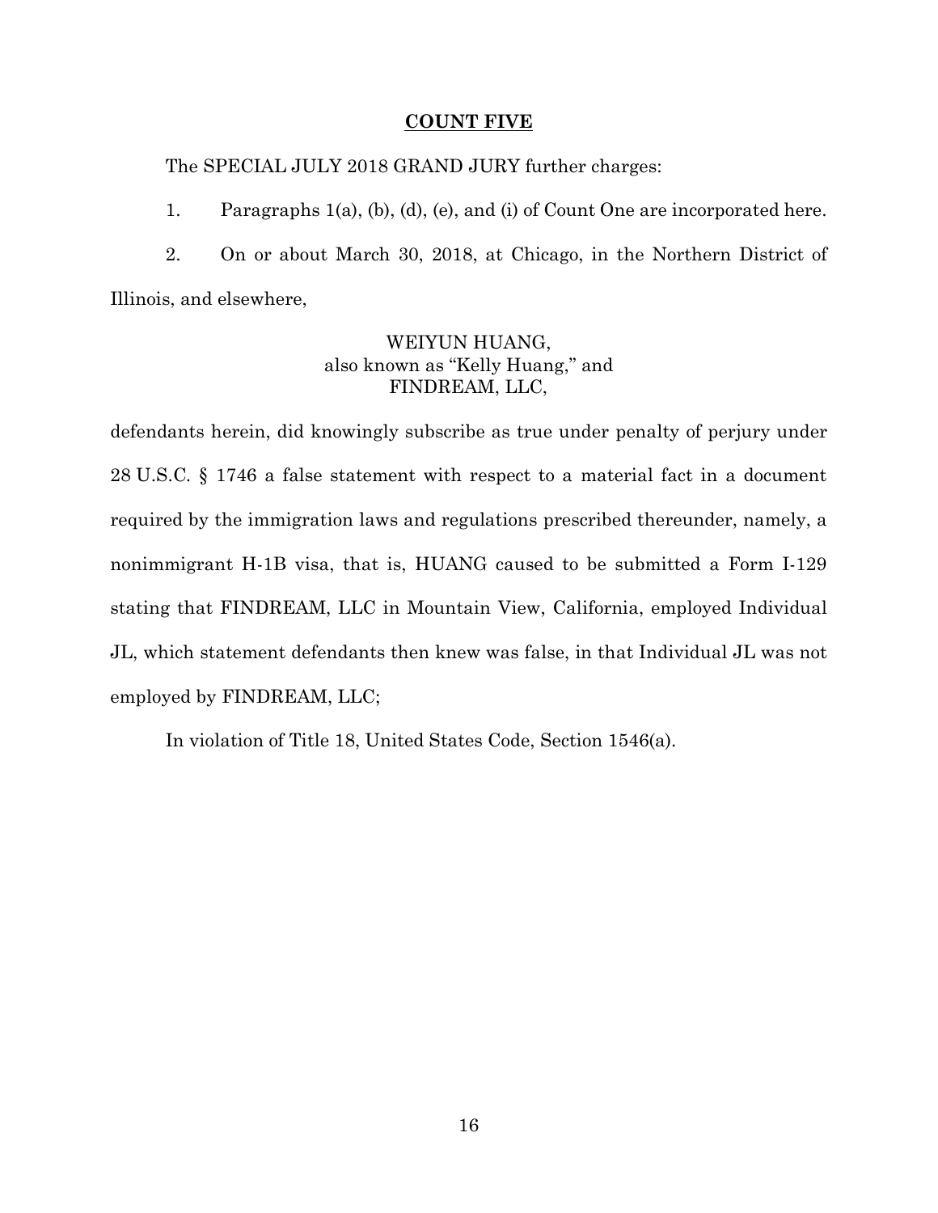**COUNT FIVE**

The SPECIAL JULY 2018 GRAND JURY further charges:

1. Paragraphs 1(a), (b), (d), (e), and (i) of Count One are incorporated here.

2. On or about March 30, 2018, at Chicago, in the Northern District of Illinois, and elsewhere,

WEIYUN HUANG,
also known as "Kelly Huang," and
FINDREAM, LLC,

defendants herein, did knowingly subscribe as true under penalty of perjury under 28 U.S.C. § 1746 a false statement with respect to a material fact in a document required by the immigration laws and regulations prescribed thereunder, namely, a nonimmigrant H-1B visa, that is, HUANG caused to be submitted a Form I-129 stating that FINDREAM, LLC in Mountain View, California, employed Individual JL, which statement defendants then knew was false, in that Individual JL was not employed by FINDREAM, LLC;

In violation of Title 18, United States Code, Section 1546(a).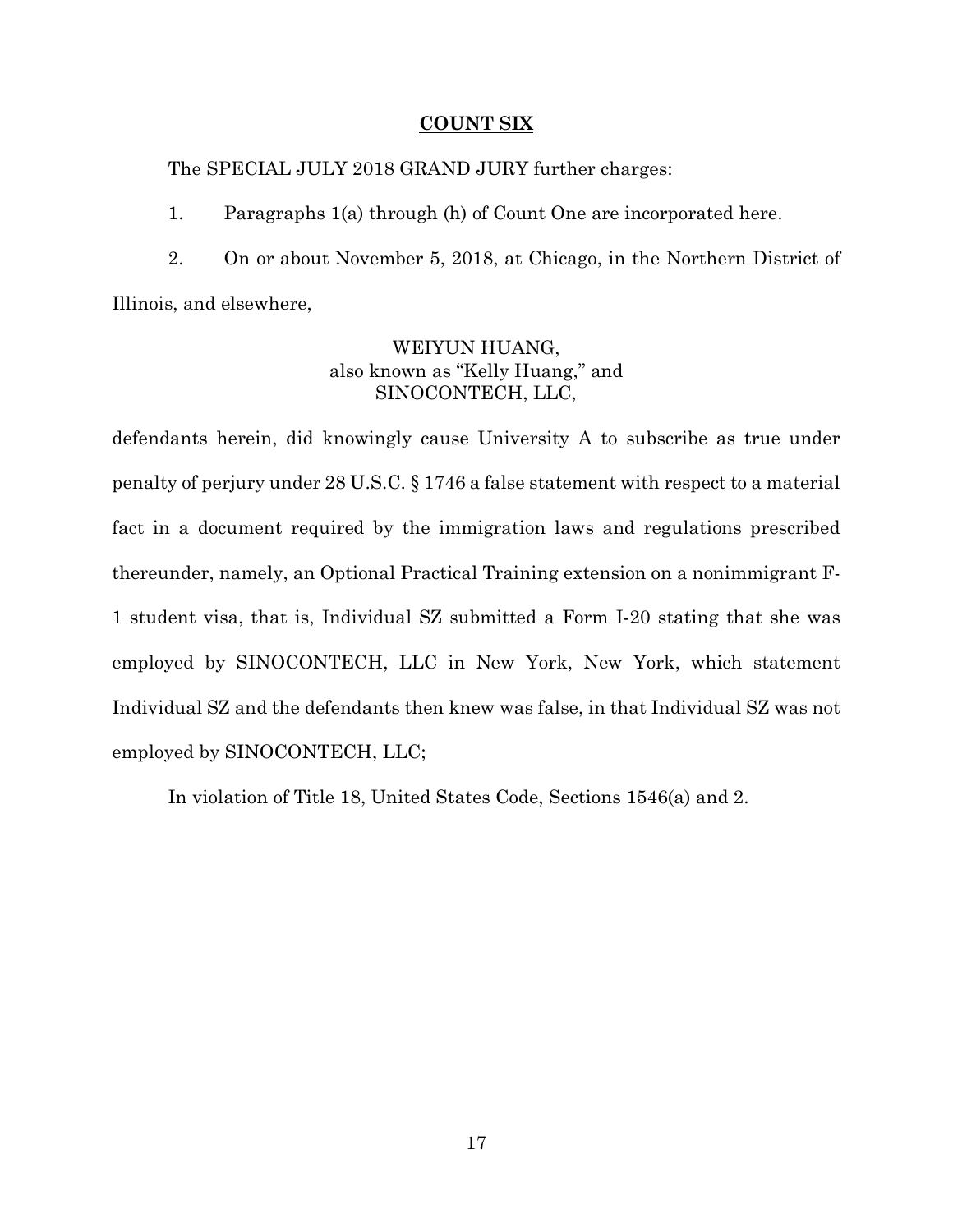**COUNT SIX**

The SPECIAL JULY 2018 GRAND JURY further charges:

1. Paragraphs 1(a) through (h) of Count One are incorporated here.

2. On or about November 5, 2018, at Chicago, in the Northern District of Illinois, and elsewhere,

WEIYUN HUANG,
also known as "Kelly Huang," and
SINOCONTECH, LLC,

defendants herein, did knowingly cause University A to subscribe as true under penalty of perjury under 28 U.S.C. § 1746 a false statement with respect to a material fact in a document required by the immigration laws and regulations prescribed thereunder, namely, an Optional Practical Training extension on a nonimmigrant F-1 student visa, that is, Individual SZ submitted a Form I-20 stating that she was employed by SINOCONTECH, LLC in New York, New York, which statement Individual SZ and the defendants then knew was false, in that Individual SZ was not employed by SINOCONTECH, LLC;

In violation of Title 18, United States Code, Sections 1546(a) and 2.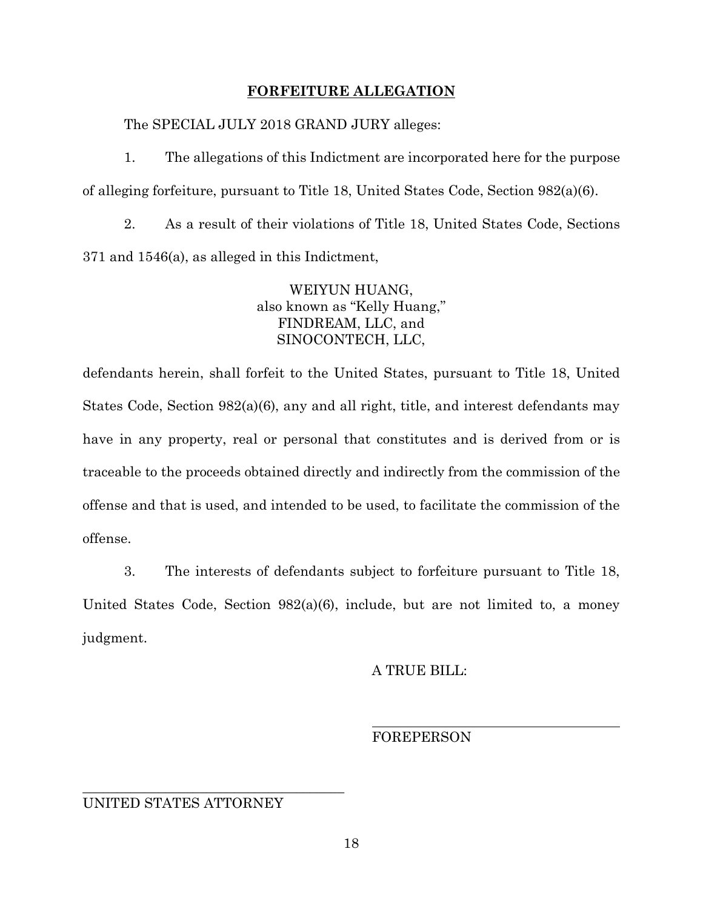## FORFEITURE ALLEGATION

The SPECIAL JULY 2018 GRAND JURY alleges:

1. The allegations of this Indictment are incorporated here for the purpose of alleging forfeiture, pursuant to Title 18, United States Code, Section 982(a)(6).

2. As a result of their violations of Title 18, United States Code, Sections 371 and 1546(a), as alleged in this Indictment,

WEIYUN HUANG,
also known as "Kelly Huang,"
FINDREAM, LLC, and
SINOCONTECH, LLC,

defendants herein, shall forfeit to the United States, pursuant to Title 18, United States Code, Section 982(a)(6), any and all right, title, and interest defendants may have in any property, real or personal that constitutes and is derived from or is traceable to the proceeds obtained directly and indirectly from the commission of the offense and that is used, and intended to be used, to facilitate the commission of the offense.

3. The interests of defendants subject to forfeiture pursuant to Title 18, United States Code, Section 982(a)(6), include, but are not limited to, a money judgment.

A TRUE BILL:

______________________________
FOREPERSON

______________________________
UNITED STATES ATTORNEY